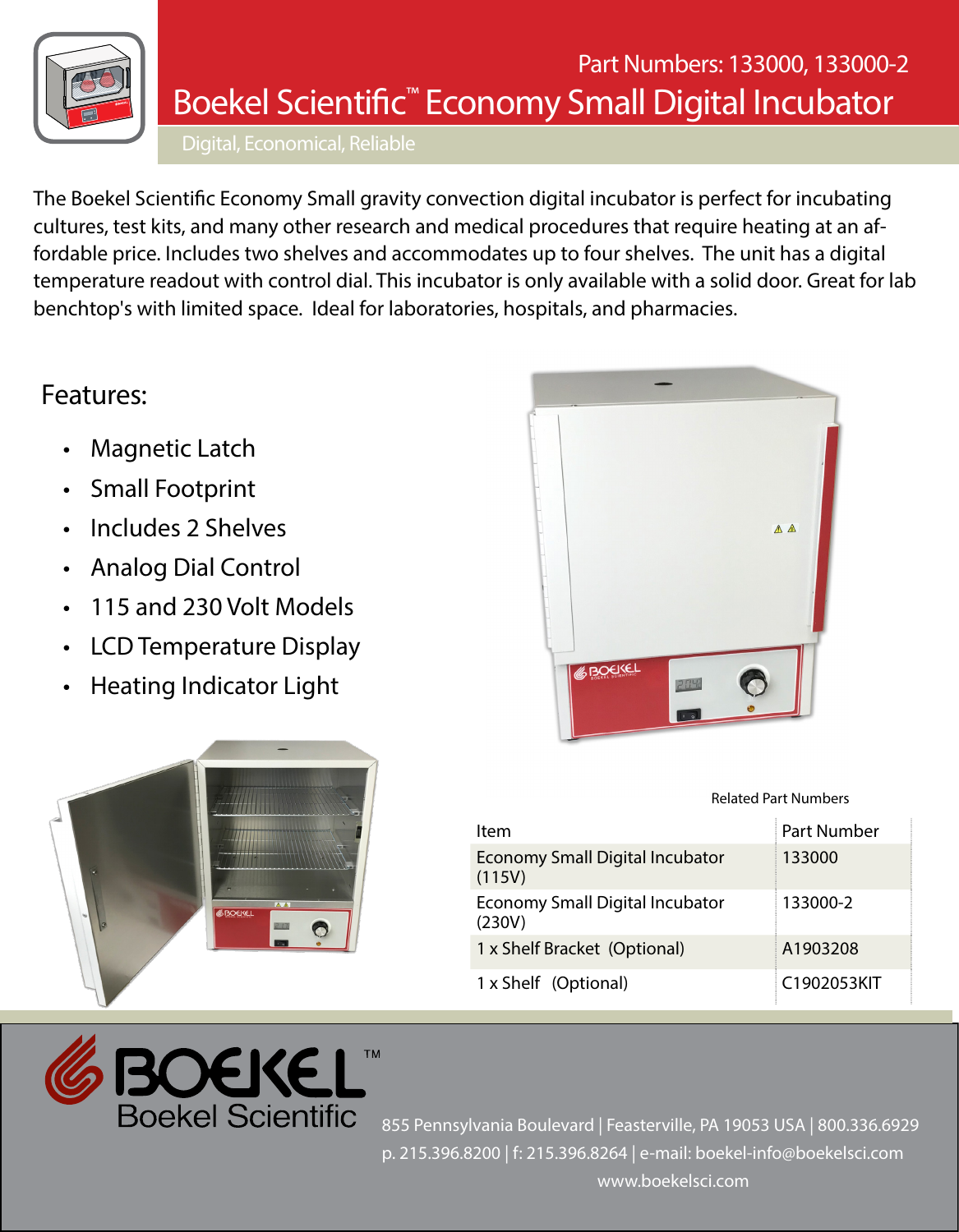Part Numbers: 133000, 133000-2

# Boekel Scientific™ Economy Small Digital Incubator

Digital, Economical, Reliable

The Boekel Scientific Economy Small gravity convection digital incubator is perfect for incubating cultures, test kits, and many other research and medical procedures that require heating at an affordable price. Includes two shelves and accommodates up to four shelves. The unit has a digital temperature readout with control dial. This incubator is only available with a solid door. Great for lab benchtop's with limited space. Ideal for laboratories, hospitals, and pharmacies.

## Features:

- Magnetic Latch
- Small Footprint
- Includes 2 Shelves
- Analog Dial Control
- 115 and 230 Volt Models
- LCD Temperature Display
- Heating Indicator Light

Related Part Numbers

| Item | Part Number |
|---|---|
| Economy Small Digital Incubator (115V) | 133000 |
| Economy Small Digital Incubator (230V) | 133000-2 |
| 1 x Shelf Bracket (Optional) | A1903208 |
| 1 x Shelf (Optional) | C1902053KIT |

BOEKEL™ Boekel Scientific

855 Pennsylvania Boulevard | Feasterville, PA 19053 USA | 800.336.6929
p. 215.396.8200 | f: 215.396.8264 | e-mail: boekel-info@boekelsci.com
www.boekelsci.com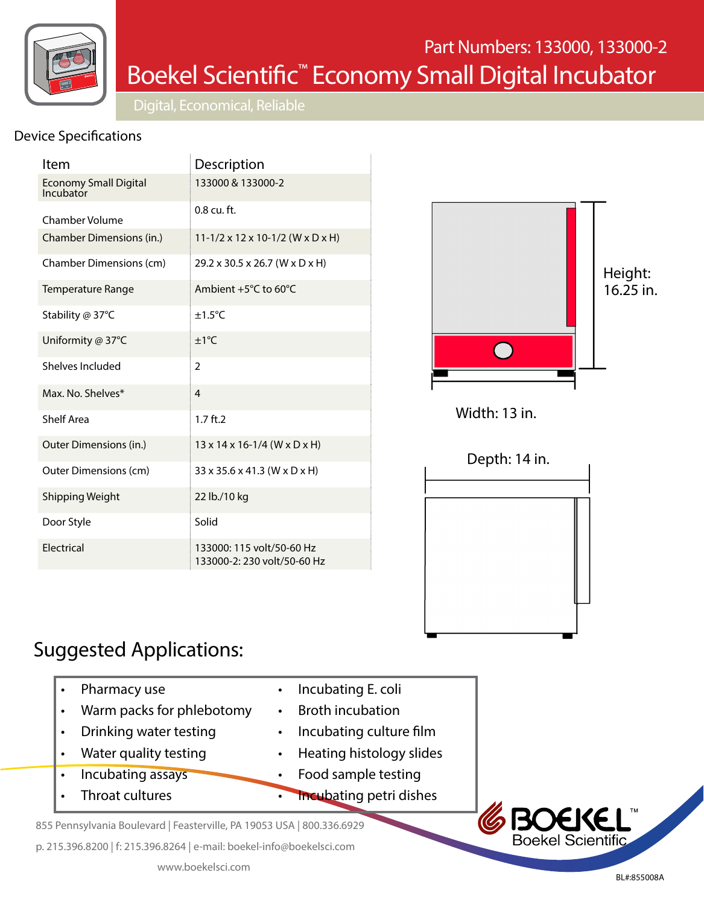Part Numbers: 133000, 133000-2

# Boekel Scientific™ Economy Small Digital Incubator

Digital, Economical, Reliable

## Device Specifications

| Item | Description |
|---|---|
| Economy Small Digital Incubator | 133000 & 133000-2 |
| Chamber Volume | 0.8 cu. ft. |
| Chamber Dimensions (in.) | 11-1/2 x 12 x 10-1/2 (W x D x H) |
| Chamber Dimensions (cm) | 29.2 x 30.5 x 26.7 (W x D x H) |
| Temperature Range | Ambient +5°C to 60°C |
| Stability @ 37°C | ±1.5°C |
| Uniformity @ 37°C | ±1°C |
| Shelves Included | 2 |
| Max. No. Shelves* | 4 |
| Shelf Area | 1.7 ft.2 |
| Outer Dimensions (in.) | 13 x 14 x 16-1/4 (W x D x H) |
| Outer Dimensions (cm) | 33 x 35.6 x 41.3 (W x D x H) |
| Shipping Weight | 22 lb./10 kg |
| Door Style | Solid |
| Electrical | 133000: 115 volt/50-60 Hz<br>133000-2: 230 volt/50-60 Hz |

Height: 16.25 in.

Width: 13 in.

Depth: 14 in.

## Suggested Applications:

- Pharmacy use
- Warm packs for phlebotomy
- Drinking water testing
- Water quality testing
- Incubating assays
- Throat cultures
- Incubating E. coli
- Broth incubation
- Incubating culture film
- Heating histology slides
- Food sample testing
- Incubating petri dishes

855 Pennsylvania Boulevard | Feasterville, PA 19053 USA | 800.336.6929

p. 215.396.8200 | f: 215.396.8264 | e-mail: boekel-info@boekelsci.com

www.boekelsci.com

BOEKEL™ Boekel Scientific

BL#:855008A